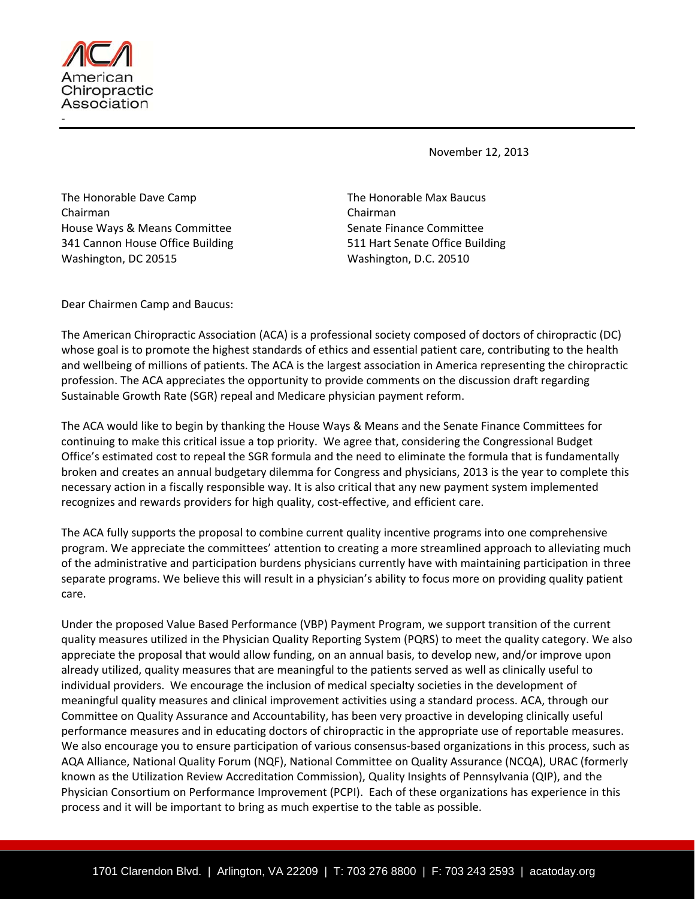American Chiropractic Association

November 12, 2013

The Honorable Dave Camp
Chairman
House Ways & Means Committee
341 Cannon House Office Building
Washington, DC 20515

The Honorable Max Baucus
Chairman
Senate Finance Committee
511 Hart Senate Office Building
Washington, D.C. 20510

Dear Chairmen Camp and Baucus:

The American Chiropractic Association (ACA) is a professional society composed of doctors of chiropractic (DC) whose goal is to promote the highest standards of ethics and essential patient care, contributing to the health and wellbeing of millions of patients. The ACA is the largest association in America representing the chiropractic profession. The ACA appreciates the opportunity to provide comments on the discussion draft regarding Sustainable Growth Rate (SGR) repeal and Medicare physician payment reform.

The ACA would like to begin by thanking the House Ways & Means and the Senate Finance Committees for continuing to make this critical issue a top priority. We agree that, considering the Congressional Budget Office's estimated cost to repeal the SGR formula and the need to eliminate the formula that is fundamentally broken and creates an annual budgetary dilemma for Congress and physicians, 2013 is the year to complete this necessary action in a fiscally responsible way. It is also critical that any new payment system implemented recognizes and rewards providers for high quality, cost-effective, and efficient care.

The ACA fully supports the proposal to combine current quality incentive programs into one comprehensive program. We appreciate the committees' attention to creating a more streamlined approach to alleviating much of the administrative and participation burdens physicians currently have with maintaining participation in three separate programs. We believe this will result in a physician's ability to focus more on providing quality patient care.

Under the proposed Value Based Performance (VBP) Payment Program, we support transition of the current quality measures utilized in the Physician Quality Reporting System (PQRS) to meet the quality category. We also appreciate the proposal that would allow funding, on an annual basis, to develop new, and/or improve upon already utilized, quality measures that are meaningful to the patients served as well as clinically useful to individual providers. We encourage the inclusion of medical specialty societies in the development of meaningful quality measures and clinical improvement activities using a standard process. ACA, through our Committee on Quality Assurance and Accountability, has been very proactive in developing clinically useful performance measures and in educating doctors of chiropractic in the appropriate use of reportable measures. We also encourage you to ensure participation of various consensus-based organizations in this process, such as AQA Alliance, National Quality Forum (NQF), National Committee on Quality Assurance (NCQA), URAC (formerly known as the Utilization Review Accreditation Commission), Quality Insights of Pennsylvania (QIP), and the Physician Consortium on Performance Improvement (PCPI). Each of these organizations has experience in this process and it will be important to bring as much expertise to the table as possible.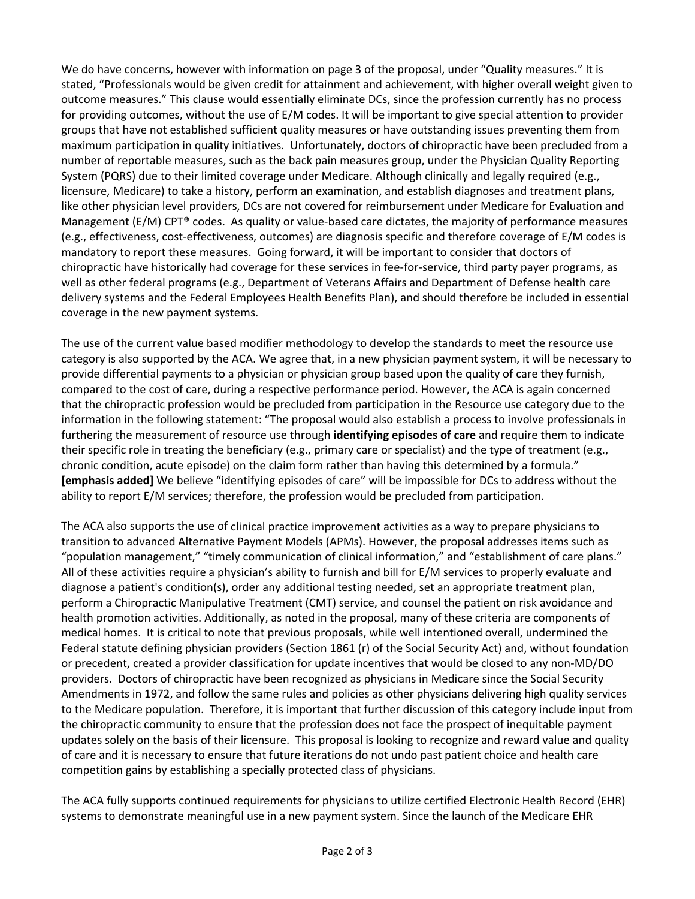We do have concerns, however with information on page 3 of the proposal, under "Quality measures." It is stated, "Professionals would be given credit for attainment and achievement, with higher overall weight given to outcome measures." This clause would essentially eliminate DCs, since the profession currently has no process for providing outcomes, without the use of E/M codes. It will be important to give special attention to provider groups that have not established sufficient quality measures or have outstanding issues preventing them from maximum participation in quality initiatives. Unfortunately, doctors of chiropractic have been precluded from a number of reportable measures, such as the back pain measures group, under the Physician Quality Reporting System (PQRS) due to their limited coverage under Medicare. Although clinically and legally required (e.g., licensure, Medicare) to take a history, perform an examination, and establish diagnoses and treatment plans, like other physician level providers, DCs are not covered for reimbursement under Medicare for Evaluation and Management (E/M) CPT® codes. As quality or value-based care dictates, the majority of performance measures (e.g., effectiveness, cost-effectiveness, outcomes) are diagnosis specific and therefore coverage of E/M codes is mandatory to report these measures. Going forward, it will be important to consider that doctors of chiropractic have historically had coverage for these services in fee-for-service, third party payer programs, as well as other federal programs (e.g., Department of Veterans Affairs and Department of Defense health care delivery systems and the Federal Employees Health Benefits Plan), and should therefore be included in essential coverage in the new payment systems.

The use of the current value based modifier methodology to develop the standards to meet the resource use category is also supported by the ACA. We agree that, in a new physician payment system, it will be necessary to provide differential payments to a physician or physician group based upon the quality of care they furnish, compared to the cost of care, during a respective performance period. However, the ACA is again concerned that the chiropractic profession would be precluded from participation in the Resource use category due to the information in the following statement: "The proposal would also establish a process to involve professionals in furthering the measurement of resource use through **identifying episodes of care** and require them to indicate their specific role in treating the beneficiary (e.g., primary care or specialist) and the type of treatment (e.g., chronic condition, acute episode) on the claim form rather than having this determined by a formula." **[emphasis added]** We believe "identifying episodes of care" will be impossible for DCs to address without the ability to report E/M services; therefore, the profession would be precluded from participation.

The ACA also supports the use of clinical practice improvement activities as a way to prepare physicians to transition to advanced Alternative Payment Models (APMs). However, the proposal addresses items such as "population management," "timely communication of clinical information," and "establishment of care plans." All of these activities require a physician's ability to furnish and bill for E/M services to properly evaluate and diagnose a patient's condition(s), order any additional testing needed, set an appropriate treatment plan, perform a Chiropractic Manipulative Treatment (CMT) service, and counsel the patient on risk avoidance and health promotion activities. Additionally, as noted in the proposal, many of these criteria are components of medical homes. It is critical to note that previous proposals, while well intentioned overall, undermined the Federal statute defining physician providers (Section 1861 (r) of the Social Security Act) and, without foundation or precedent, created a provider classification for update incentives that would be closed to any non-MD/DO providers. Doctors of chiropractic have been recognized as physicians in Medicare since the Social Security Amendments in 1972, and follow the same rules and policies as other physicians delivering high quality services to the Medicare population. Therefore, it is important that further discussion of this category include input from the chiropractic community to ensure that the profession does not face the prospect of inequitable payment updates solely on the basis of their licensure. This proposal is looking to recognize and reward value and quality of care and it is necessary to ensure that future iterations do not undo past patient choice and health care competition gains by establishing a specially protected class of physicians.

The ACA fully supports continued requirements for physicians to utilize certified Electronic Health Record (EHR) systems to demonstrate meaningful use in a new payment system. Since the launch of the Medicare EHR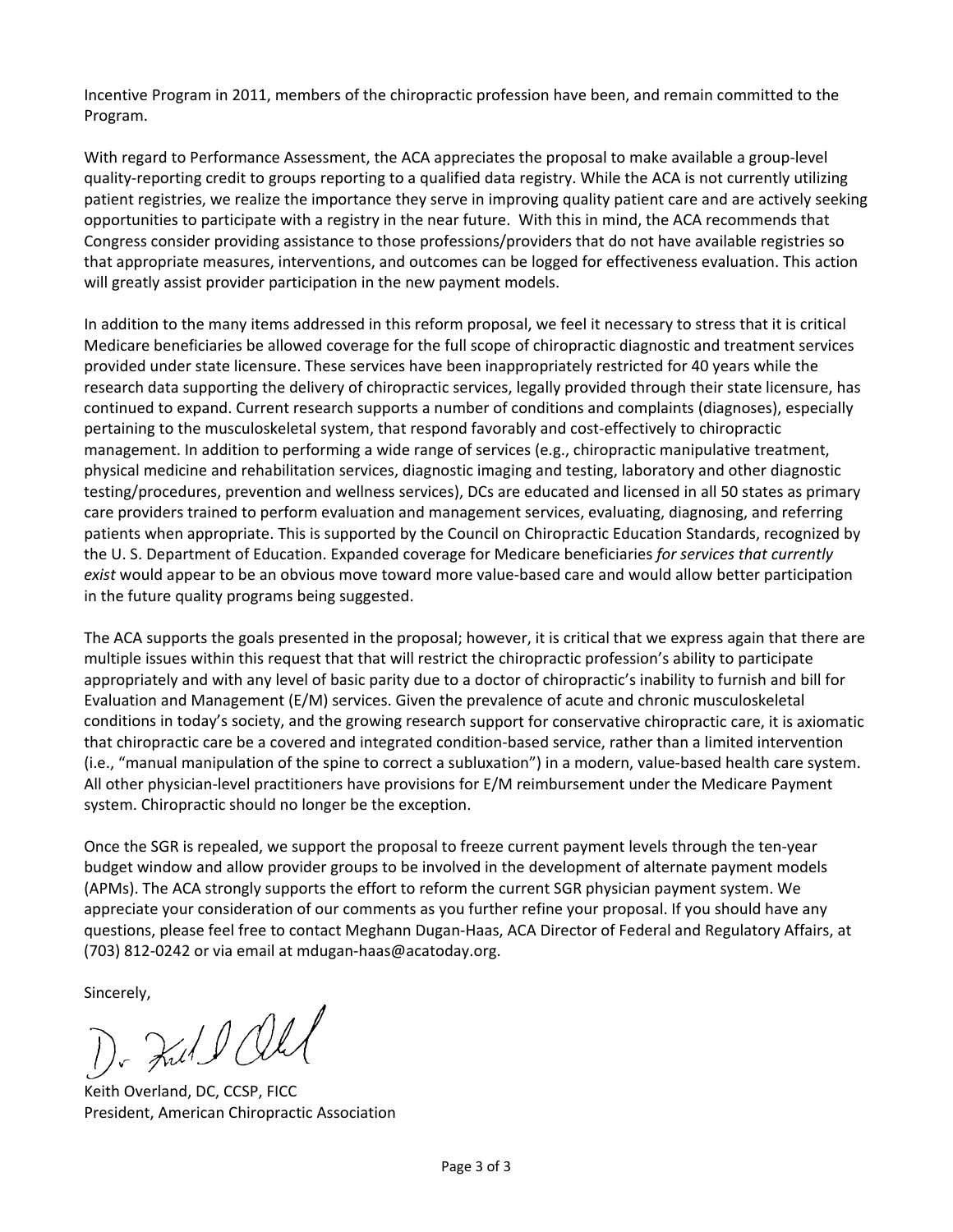Incentive Program in 2011, members of the chiropractic profession have been, and remain committed to the Program.

With regard to Performance Assessment, the ACA appreciates the proposal to make available a group-level quality-reporting credit to groups reporting to a qualified data registry. While the ACA is not currently utilizing patient registries, we realize the importance they serve in improving quality patient care and are actively seeking opportunities to participate with a registry in the near future. With this in mind, the ACA recommends that Congress consider providing assistance to those professions/providers that do not have available registries so that appropriate measures, interventions, and outcomes can be logged for effectiveness evaluation. This action will greatly assist provider participation in the new payment models.

In addition to the many items addressed in this reform proposal, we feel it necessary to stress that it is critical Medicare beneficiaries be allowed coverage for the full scope of chiropractic diagnostic and treatment services provided under state licensure. These services have been inappropriately restricted for 40 years while the research data supporting the delivery of chiropractic services, legally provided through their state licensure, has continued to expand. Current research supports a number of conditions and complaints (diagnoses), especially pertaining to the musculoskeletal system, that respond favorably and cost-effectively to chiropractic management. In addition to performing a wide range of services (e.g., chiropractic manipulative treatment, physical medicine and rehabilitation services, diagnostic imaging and testing, laboratory and other diagnostic testing/procedures, prevention and wellness services), DCs are educated and licensed in all 50 states as primary care providers trained to perform evaluation and management services, evaluating, diagnosing, and referring patients when appropriate. This is supported by the Council on Chiropractic Education Standards, recognized by the U. S. Department of Education. Expanded coverage for Medicare beneficiaries *for services that currently exist* would appear to be an obvious move toward more value-based care and would allow better participation in the future quality programs being suggested.

The ACA supports the goals presented in the proposal; however, it is critical that we express again that there are multiple issues within this request that that will restrict the chiropractic profession's ability to participate appropriately and with any level of basic parity due to a doctor of chiropractic's inability to furnish and bill for Evaluation and Management (E/M) services. Given the prevalence of acute and chronic musculoskeletal conditions in today's society, and the growing research support for conservative chiropractic care, it is axiomatic that chiropractic care be a covered and integrated condition-based service, rather than a limited intervention (i.e., "manual manipulation of the spine to correct a subluxation") in a modern, value-based health care system. All other physician-level practitioners have provisions for E/M reimbursement under the Medicare Payment system. Chiropractic should no longer be the exception.

Once the SGR is repealed, we support the proposal to freeze current payment levels through the ten-year budget window and allow provider groups to be involved in the development of alternate payment models (APMs). The ACA strongly supports the effort to reform the current SGR physician payment system. We appreciate your consideration of our comments as you further refine your proposal. If you should have any questions, please feel free to contact Meghann Dugan-Haas, ACA Director of Federal and Regulatory Affairs, at (703) 812-0242 or via email at mdugan-haas@acatoday.org.

Sincerely,

Dr. Keith Overland

Keith Overland, DC, CCSP, FICC
President, American Chiropractic Association